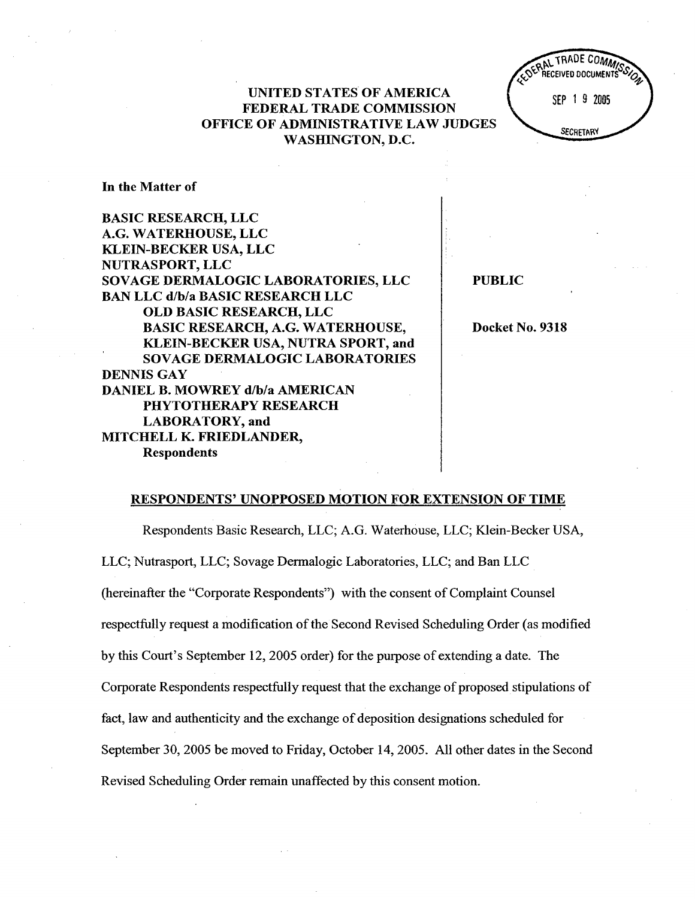# UNITED STATES OF AMERICA
# FEDERAL TRADE COMMISSION
# OFFICE OF ADMINISTRATIVE LAW JUDGES
# WASHINGTON, D.C.

FEDERAL TRADE COMMISSION
RECEIVED DOCUMENTS
SEP 19 2005
SECRETARY

In the Matter of

BASIC RESEARCH, LLC
A.G. WATERHOUSE, LLC
KLEIN-BECKER USA, LLC
NUTRASPORT, LLC
SOVAGE DERMALOGIC LABORATORIES, LLC
BAN LLC d/b/a BASIC RESEARCH LLC
OLD BASIC RESEARCH, LLC
BASIC RESEARCH, A.G. WATERHOUSE,
KLEIN-BECKER USA, NUTRA SPORT, and
SOVAGE DERMALOGIC LABORATORIES
DENNIS GAY
DANIEL B. MOWREY d/b/a AMERICAN
PHYTOTHERAPY RESEARCH
LABORATORY, and
MITCHELL K. FRIEDLANDER,
Respondents

PUBLIC

Docket No. 9318

## RESPONDENTS' UNOPPOSED MOTION FOR EXTENSION OF TIME

Respondents Basic Research, LLC; A.G. Waterhouse, LLC; Klein-Becker USA, LLC; Nutrasport, LLC; Sovage Dermalogic Laboratories, LLC; and Ban LLC (hereinafter the "Corporate Respondents") with the consent of Complaint Counsel respectfully request a modification of the Second Revised Scheduling Order (as modified by this Court's September 12, 2005 order) for the purpose of extending a date. The Corporate Respondents respectfully request that the exchange of proposed stipulations of fact, law and authenticity and the exchange of deposition designations scheduled for September 30, 2005 be moved to Friday, October 14, 2005. All other dates in the Second Revised Scheduling Order remain unaffected by this consent motion.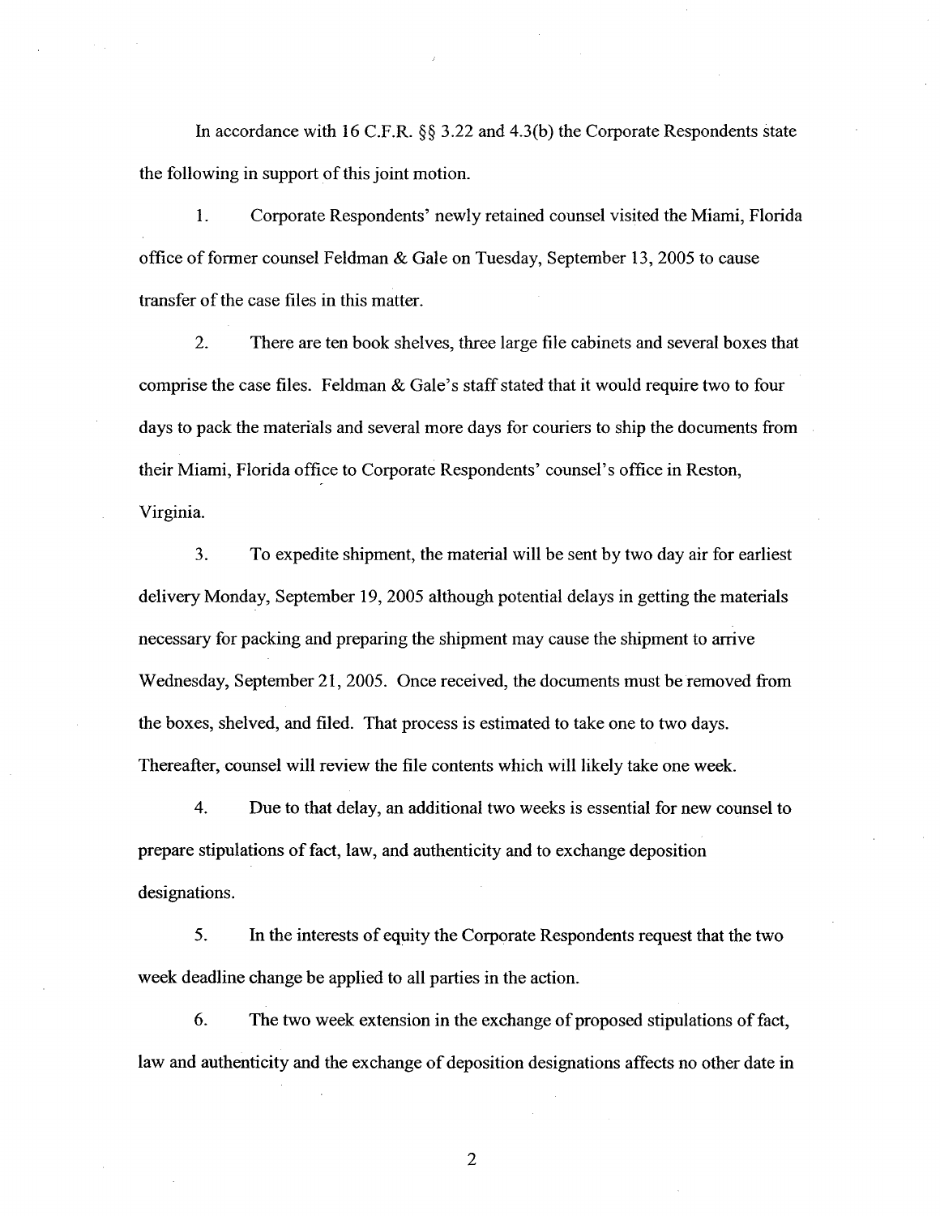In accordance with 16 C.F.R. §§ 3.22 and 4.3(b) the Corporate Respondents state the following in support of this joint motion.

1. Corporate Respondents' newly retained counsel visited the Miami, Florida office of former counsel Feldman & Gale on Tuesday, September 13, 2005 to cause transfer of the case files in this matter.

2. There are ten book shelves, three large file cabinets and several boxes that comprise the case files. Feldman & Gale's staff stated that it would require two to four days to pack the materials and several more days for couriers to ship the documents from their Miami, Florida office to Corporate Respondents' counsel's office in Reston, Virginia.

3. To expedite shipment, the material will be sent by two day air for earliest delivery Monday, September 19, 2005 although potential delays in getting the materials necessary for packing and preparing the shipment may cause the shipment to arrive Wednesday, September 21, 2005. Once received, the documents must be removed from the boxes, shelved, and filed. That process is estimated to take one to two days. Thereafter, counsel will review the file contents which will likely take one week.

4. Due to that delay, an additional two weeks is essential for new counsel to prepare stipulations of fact, law, and authenticity and to exchange deposition designations.

5. In the interests of equity the Corporate Respondents request that the two week deadline change be applied to all parties in the action.

6. The two week extension in the exchange of proposed stipulations of fact, law and authenticity and the exchange of deposition designations affects no other date in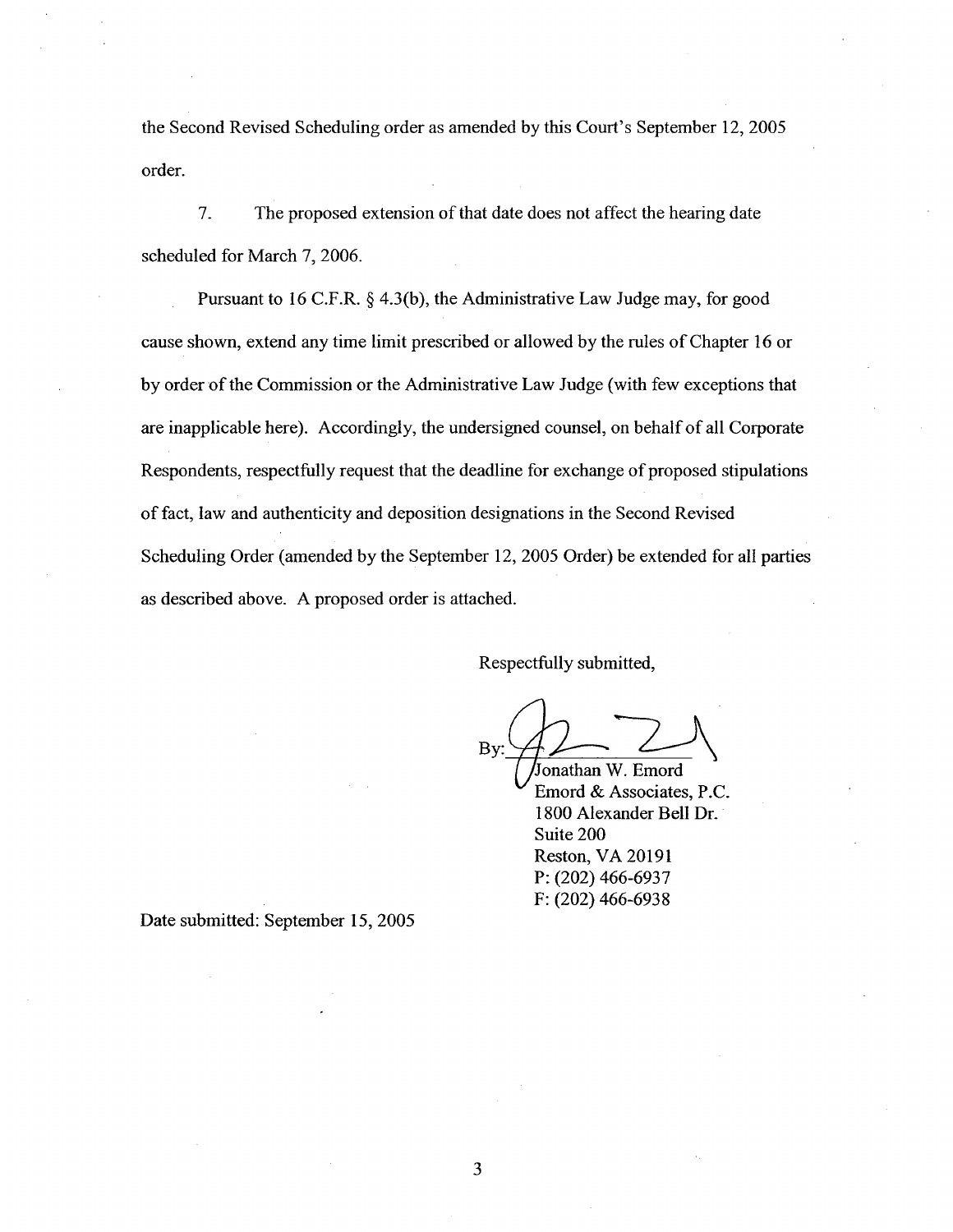the Second Revised Scheduling order as amended by this Court's September 12, 2005 order.

7. The proposed extension of that date does not affect the hearing date scheduled for March 7, 2006.

Pursuant to 16 C.F.R. § 4.3(b), the Administrative Law Judge may, for good cause shown, extend any time limit prescribed or allowed by the rules of Chapter 16 or by order of the Commission or the Administrative Law Judge (with few exceptions that are inapplicable here). Accordingly, the undersigned counsel, on behalf of all Corporate Respondents, respectfully request that the deadline for exchange of proposed stipulations of fact, law and authenticity and deposition designations in the Second Revised Scheduling Order (amended by the September 12, 2005 Order) be extended for all parties as described above. A proposed order is attached.

Respectfully submitted,

By: ______________________
Jonathan W. Emord
Emord & Associates, P.C.
1800 Alexander Bell Dr.
Suite 200
Reston, VA 20191
P: (202) 466-6937
F: (202) 466-6938

Date submitted: September 15, 2005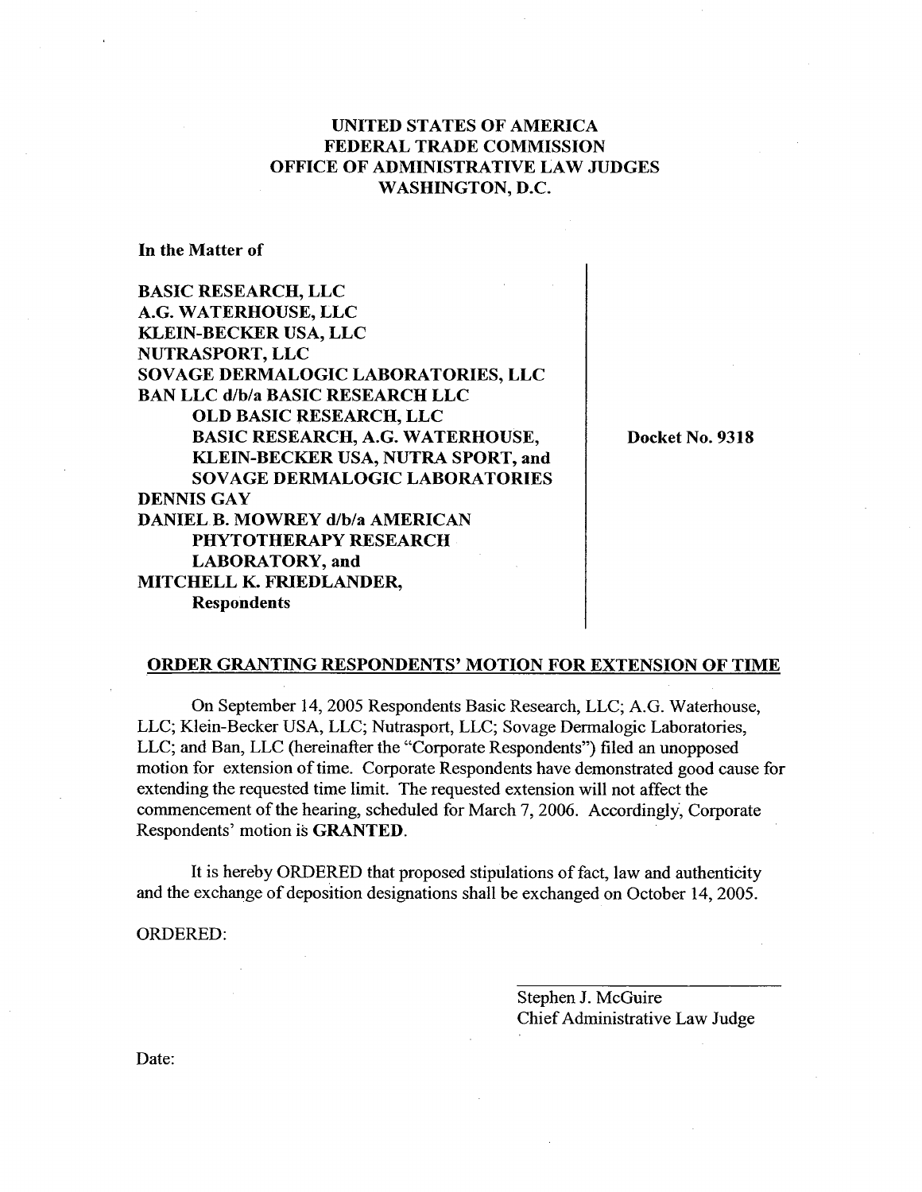**UNITED STATES OF AMERICA**
**FEDERAL TRADE COMMISSION**
**OFFICE OF ADMINISTRATIVE LAW JUDGES**
**WASHINGTON, D.C.**

**In the Matter of**

**BASIC RESEARCH, LLC**
**A.G. WATERHOUSE, LLC**
**KLEIN-BECKER USA, LLC**
**NUTRASPORT, LLC**
**SOVAGE DERMALOGIC LABORATORIES, LLC**
**BAN LLC d/b/a BASIC RESEARCH LLC**
**OLD BASIC RESEARCH, LLC**
**BASIC RESEARCH, A.G. WATERHOUSE,**
**KLEIN-BECKER USA, NUTRA SPORT, and**
**SOVAGE DERMALOGIC LABORATORIES**
**DENNIS GAY**
**DANIEL B. MOWREY d/b/a AMERICAN**
**PHYTOTHERAPY RESEARCH**
**LABORATORY, and**
**MITCHELL K. FRIEDLANDER,**
**Respondents**

**Docket No. 9318**

**ORDER GRANTING RESPONDENTS' MOTION FOR EXTENSION OF TIME**

On September 14, 2005 Respondents Basic Research, LLC; A.G. Waterhouse, LLC; Klein-Becker USA, LLC; Nutrasport, LLC; Sovage Dermalogic Laboratories, LLC; and Ban, LLC (hereinafter the "Corporate Respondents") filed an unopposed motion for extension of time. Corporate Respondents have demonstrated good cause for extending the requested time limit. The requested extension will not affect the commencement of the hearing, scheduled for March 7, 2006. Accordingly, Corporate Respondents' motion is **GRANTED**.

It is hereby ORDERED that proposed stipulations of fact, law and authenticity and the exchange of deposition designations shall be exchanged on October 14, 2005.

ORDERED:

Stephen J. McGuire
Chief Administrative Law Judge

Date: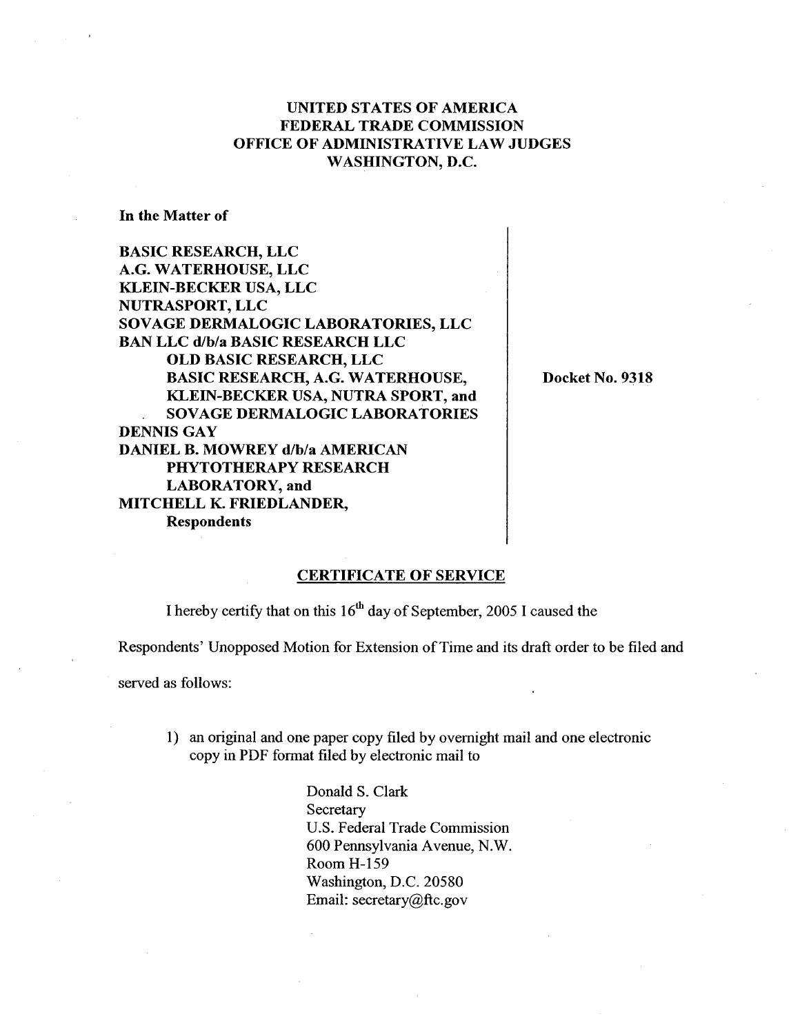**UNITED STATES OF AMERICA**
**FEDERAL TRADE COMMISSION**
**OFFICE OF ADMINISTRATIVE LAW JUDGES**
**WASHINGTON, D.C.**

**In the Matter of**

**BASIC RESEARCH, LLC**
**A.G. WATERHOUSE, LLC**
**KLEIN-BECKER USA, LLC**
**NUTRASPORT, LLC**
**SOVAGE DERMALOGIC LABORATORIES, LLC**
**BAN LLC d/b/a BASIC RESEARCH LLC**
**OLD BASIC RESEARCH, LLC**
**BASIC RESEARCH, A.G. WATERHOUSE,**
**KLEIN-BECKER USA, NUTRA SPORT, and**
**SOVAGE DERMALOGIC LABORATORIES**
**DENNIS GAY**
**DANIEL B. MOWREY d/b/a AMERICAN**
**PHYTOTHERAPY RESEARCH**
**LABORATORY, and**
**MITCHELL K. FRIEDLANDER,**
**Respondents**

**Docket No. 9318**

**CERTIFICATE OF SERVICE**

I hereby certify that on this 16th day of September, 2005 I caused the Respondents' Unopposed Motion for Extension of Time and its draft order to be filed and served as follows:

1) an original and one paper copy filed by overnight mail and one electronic copy in PDF format filed by electronic mail to

Donald S. Clark
Secretary
U.S. Federal Trade Commission
600 Pennsylvania Avenue, N.W.
Room H-159
Washington, D.C. 20580
Email: secretary@ftc.gov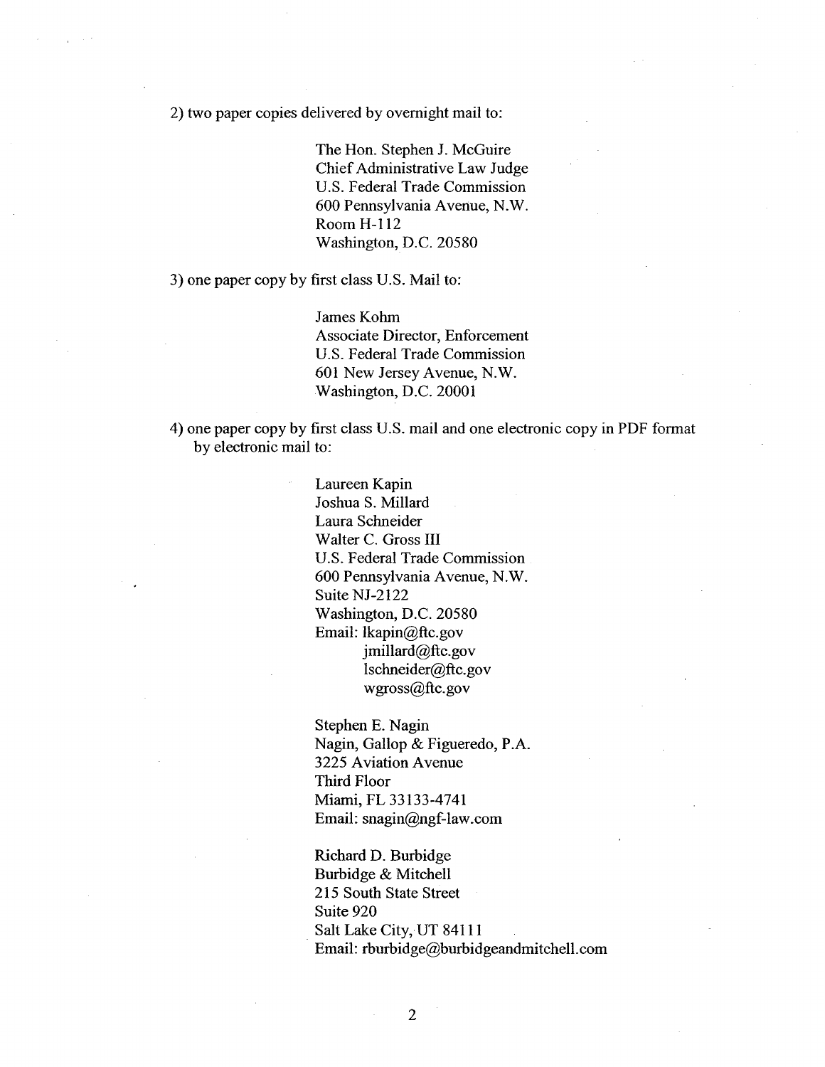2) two paper copies delivered by overnight mail to:

> The Hon. Stephen J. McGuire
> Chief Administrative Law Judge
> U.S. Federal Trade Commission
> 600 Pennsylvania Avenue, N.W.
> Room H-112
> Washington, D.C. 20580

3) one paper copy by first class U.S. Mail to:

> James Kohm
> Associate Director, Enforcement
> U.S. Federal Trade Commission
> 601 New Jersey Avenue, N.W.
> Washington, D.C. 20001

4) one paper copy by first class U.S. mail and one electronic copy in PDF format by electronic mail to:

> Laureen Kapin
> Joshua S. Millard
> Laura Schneider
> Walter C. Gross III
> U.S. Federal Trade Commission
> 600 Pennsylvania Avenue, N.W.
> Suite NJ-2122
> Washington, D.C. 20580
> Email: lkapin@ftc.gov
> jmillard@ftc.gov
> lschneider@ftc.gov
> wgross@ftc.gov

> Stephen E. Nagin
> Nagin, Gallop & Figueredo, P.A.
> 3225 Aviation Avenue
> Third Floor
> Miami, FL 33133-4741
> Email: snagin@ngf-law.com

> Richard D. Burbidge
> Burbidge & Mitchell
> 215 South State Street
> Suite 920
> Salt Lake City, UT 84111
> Email: rburbidge@burbidgeandmitchell.com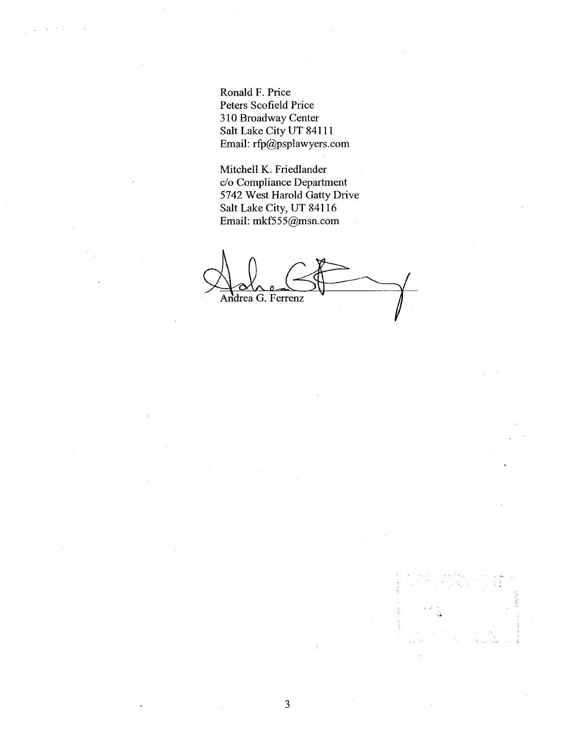Ronald F. Price
Peters Scofield Price
310 Broadway Center
Salt Lake City UT 84111
Email: rfp@psplawyers.com

Mitchell K. Friedlander
c/o Compliance Department
5742 West Harold Gatty Drive
Salt Lake City, UT 84116
Email: mkf555@msn.com

Andrea G. Ferrenz